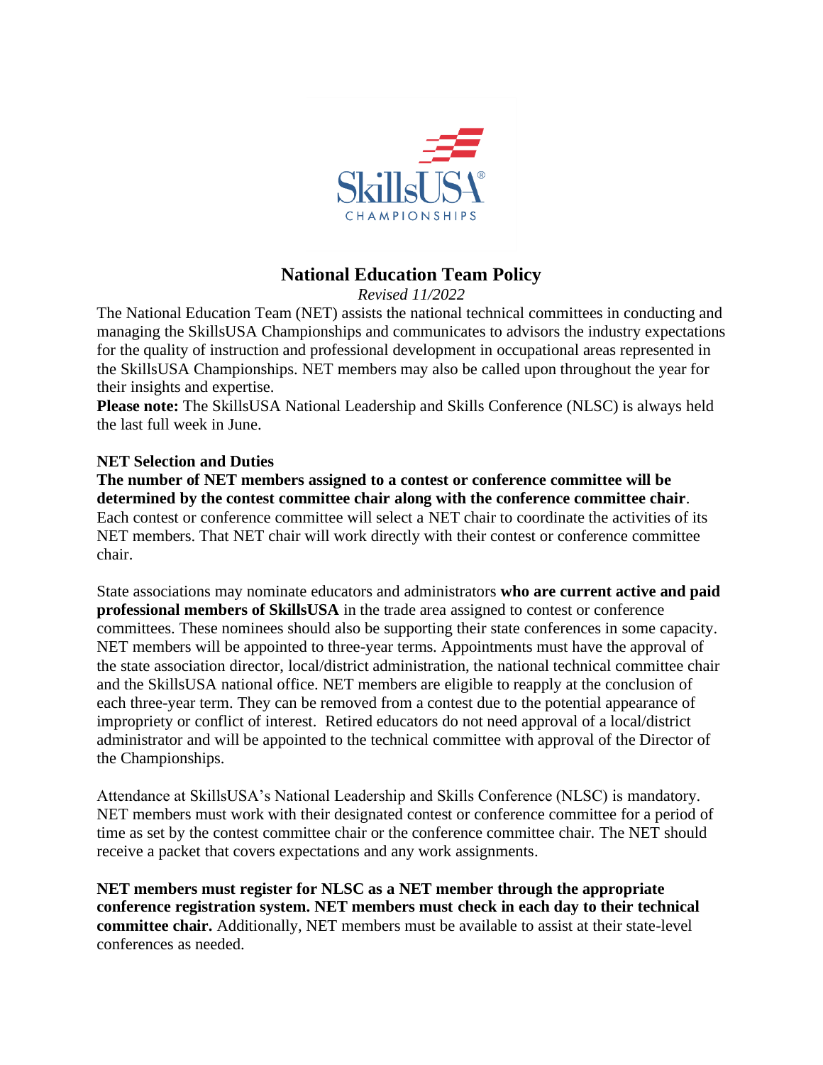# National Education Team Policy

*Revised 11/2022*

The National Education Team (NET) assists the national technical committees in conducting and managing the SkillsUSA Championships and communicates to advisors the industry expectations for the quality of instruction and professional development in occupational areas represented in the SkillsUSA Championships. NET members may also be called upon throughout the year for their insights and expertise.

**Please note:** The SkillsUSA National Leadership and Skills Conference (NLSC) is always held the last full week in June.

**NET Selection and Duties**

**The number of NET members assigned to a contest or conference committee will be determined by the contest committee chair along with the conference committee chair**. Each contest or conference committee will select a NET chair to coordinate the activities of its NET members. That NET chair will work directly with their contest or conference committee chair.

State associations may nominate educators and administrators **who are current active and paid professional members of SkillsUSA** in the trade area assigned to contest or conference committees. These nominees should also be supporting their state conferences in some capacity. NET members will be appointed to three-year terms. Appointments must have the approval of the state association director, local/district administration, the national technical committee chair and the SkillsUSA national office. NET members are eligible to reapply at the conclusion of each three-year term. They can be removed from a contest due to the potential appearance of impropriety or conflict of interest. Retired educators do not need approval of a local/district administrator and will be appointed to the technical committee with approval of the Director of the Championships.

Attendance at SkillsUSA's National Leadership and Skills Conference (NLSC) is mandatory. NET members must work with their designated contest or conference committee for a period of time as set by the contest committee chair or the conference committee chair. The NET should receive a packet that covers expectations and any work assignments.

**NET members must register for NLSC as a NET member through the appropriate conference registration system. NET members must check in each day to their technical committee chair.** Additionally, NET members must be available to assist at their state-level conferences as needed.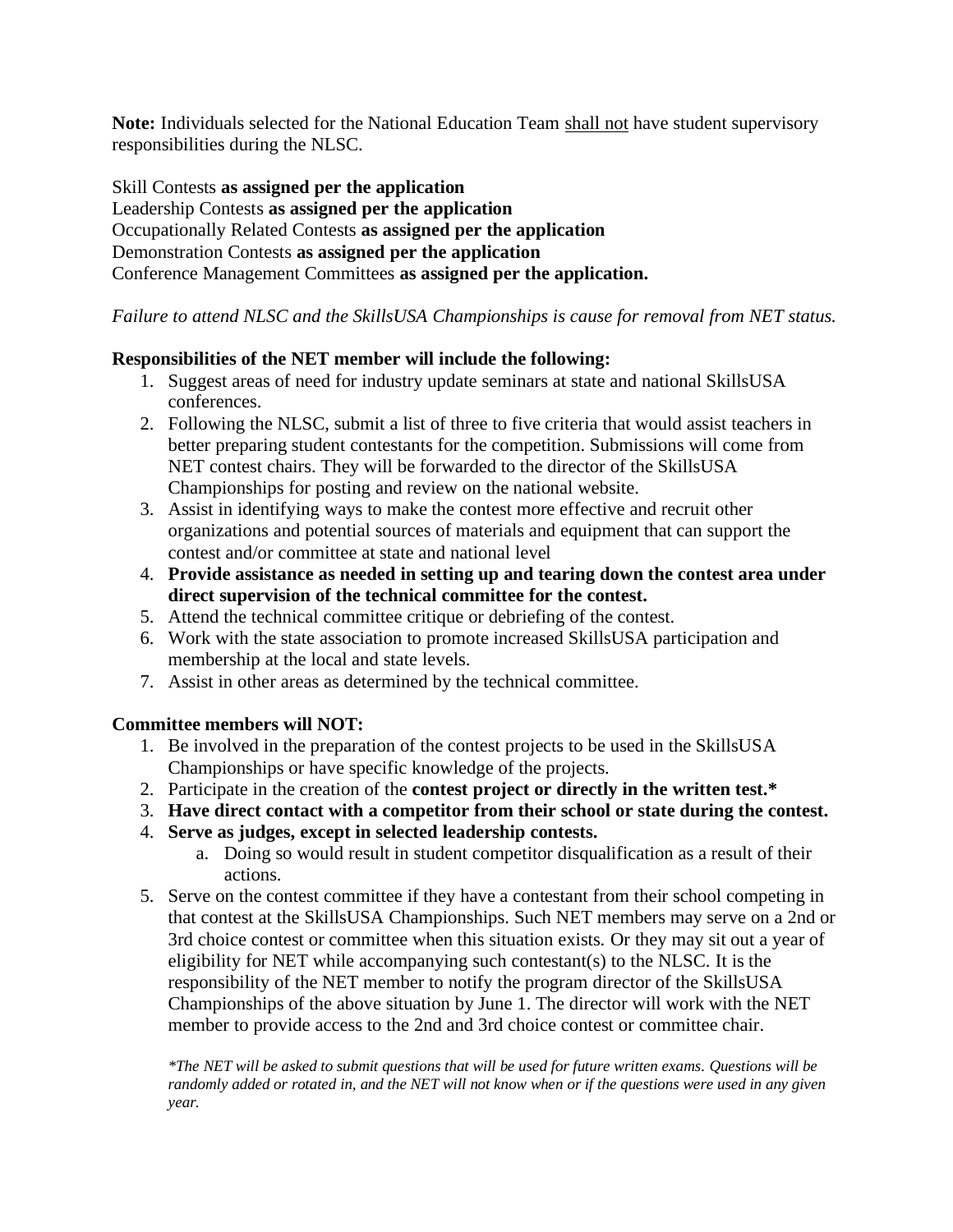**Note:** Individuals selected for the National Education Team <u>shall not</u> have student supervisory responsibilities during the NLSC.

Skill Contests **as assigned per the application**
Leadership Contests **as assigned per the application**
Occupationally Related Contests **as assigned per the application**
Demonstration Contests **as assigned per the application**
Conference Management Committees **as assigned per the application.**

*Failure to attend NLSC and the SkillsUSA Championships is cause for removal from NET status.*

**Responsibilities of the NET member will include the following:**

1. Suggest areas of need for industry update seminars at state and national SkillsUSA conferences.
2. Following the NLSC, submit a list of three to five criteria that would assist teachers in better preparing student contestants for the competition. Submissions will come from NET contest chairs. They will be forwarded to the director of the SkillsUSA Championships for posting and review on the national website.
3. Assist in identifying ways to make the contest more effective and recruit other organizations and potential sources of materials and equipment that can support the contest and/or committee at state and national level
4. **Provide assistance as needed in setting up and tearing down the contest area under direct supervision of the technical committee for the contest.**
5. Attend the technical committee critique or debriefing of the contest.
6. Work with the state association to promote increased SkillsUSA participation and membership at the local and state levels.
7. Assist in other areas as determined by the technical committee.

**Committee members will NOT:**

1. Be involved in the preparation of the contest projects to be used in the SkillsUSA Championships or have specific knowledge of the projects.
2. Participate in the creation of the **contest project or directly in the written test.***
3. **Have direct contact with a competitor from their school or state during the contest.**
4. **Serve as judges, except in selected leadership contests.**
   a. Doing so would result in student competitor disqualification as a result of their actions.
5. Serve on the contest committee if they have a contestant from their school competing in that contest at the SkillsUSA Championships. Such NET members may serve on a 2nd or 3rd choice contest or committee when this situation exists. Or they may sit out a year of eligibility for NET while accompanying such contestant(s) to the NLSC. It is the responsibility of the NET member to notify the program director of the SkillsUSA Championships of the above situation by June 1. The director will work with the NET member to provide access to the 2nd and 3rd choice contest or committee chair.

*\*The NET will be asked to submit questions that will be used for future written exams. Questions will be randomly added or rotated in, and the NET will not know when or if the questions were used in any given year.*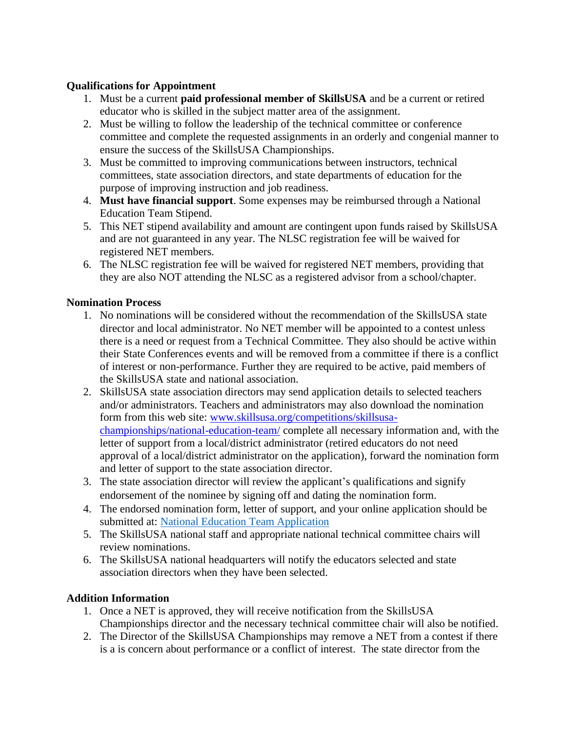**Qualifications for Appointment**

1. Must be a current **paid professional member of SkillsUSA** and be a current or retired educator who is skilled in the subject matter area of the assignment.
2. Must be willing to follow the leadership of the technical committee or conference committee and complete the requested assignments in an orderly and congenial manner to ensure the success of the SkillsUSA Championships.
3. Must be committed to improving communications between instructors, technical committees, state association directors, and state departments of education for the purpose of improving instruction and job readiness.
4. **Must have financial support**. Some expenses may be reimbursed through a National Education Team Stipend.
5. This NET stipend availability and amount are contingent upon funds raised by SkillsUSA and are not guaranteed in any year. The NLSC registration fee will be waived for registered NET members.
6. The NLSC registration fee will be waived for registered NET members, providing that they are also NOT attending the NLSC as a registered advisor from a school/chapter.

**Nomination Process**

1. No nominations will be considered without the recommendation of the SkillsUSA state director and local administrator. No NET member will be appointed to a contest unless there is a need or request from a Technical Committee. They also should be active within their State Conferences events and will be removed from a committee if there is a conflict of interest or non-performance. Further they are required to be active, paid members of the SkillsUSA state and national association.
2. SkillsUSA state association directors may send application details to selected teachers and/or administrators. Teachers and administrators may also download the nomination form from this web site: [www.skillsusa.org/competitions/skillsusa-championships/national-education-team/](www.skillsusa.org/competitions/skillsusa-championships/national-education-team/) complete all necessary information and, with the letter of support from a local/district administrator (retired educators do not need approval of a local/district administrator on the application), forward the nomination form and letter of support to the state association director.
3. The state association director will review the applicant's qualifications and signify endorsement of the nominee by signing off and dating the nomination form.
4. The endorsed nomination form, letter of support, and your online application should be submitted at: National Education Team Application
5. The SkillsUSA national staff and appropriate national technical committee chairs will review nominations.
6. The SkillsUSA national headquarters will notify the educators selected and state association directors when they have been selected.

**Addition Information**

1. Once a NET is approved, they will receive notification from the SkillsUSA Championships director and the necessary technical committee chair will also be notified.
2. The Director of the SkillsUSA Championships may remove a NET from a contest if there is a is concern about performance or a conflict of interest. The state director from the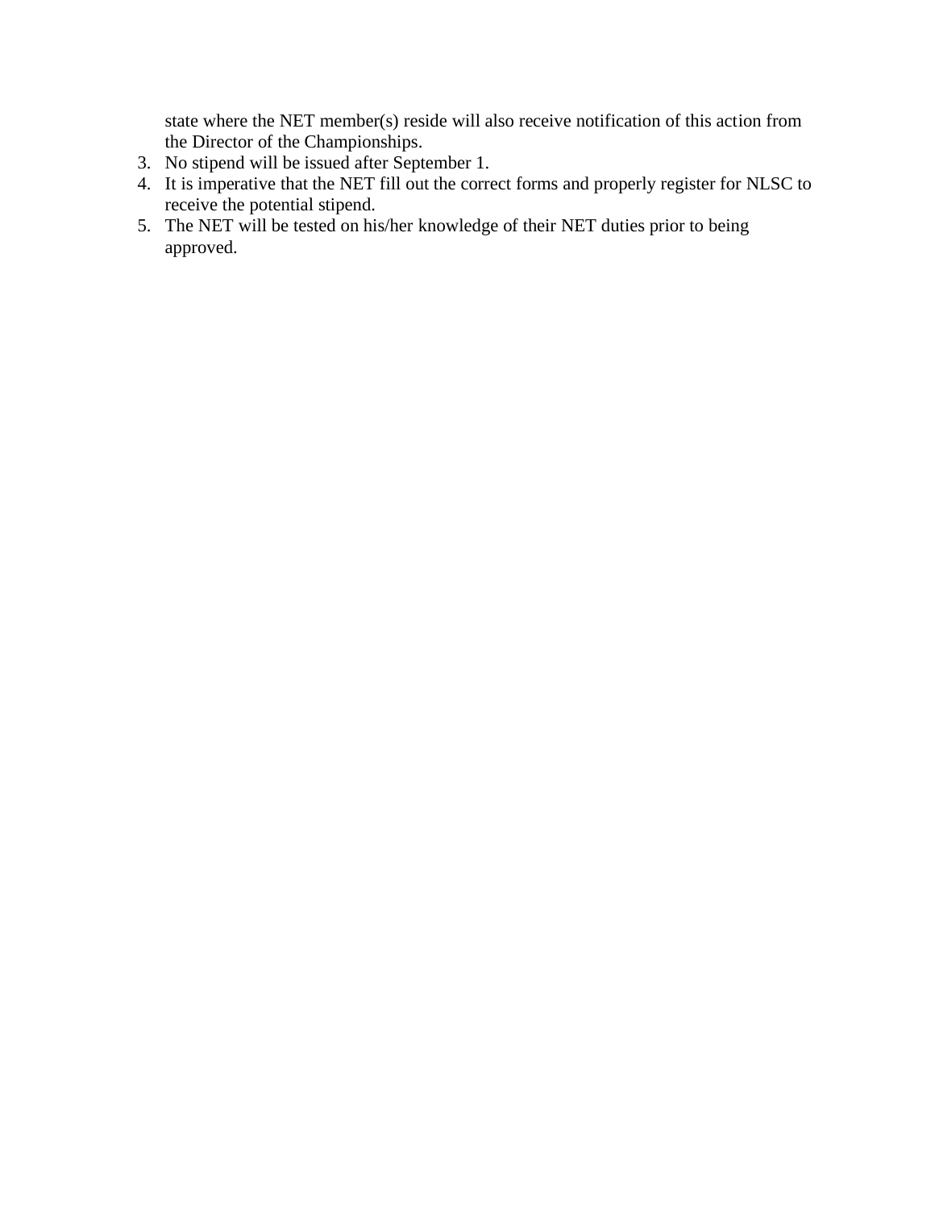state where the NET member(s) reside will also receive notification of this action from the Director of the Championships.

3. No stipend will be issued after September 1.
4. It is imperative that the NET fill out the correct forms and properly register for NLSC to receive the potential stipend.
5. The NET will be tested on his/her knowledge of their NET duties prior to being approved.